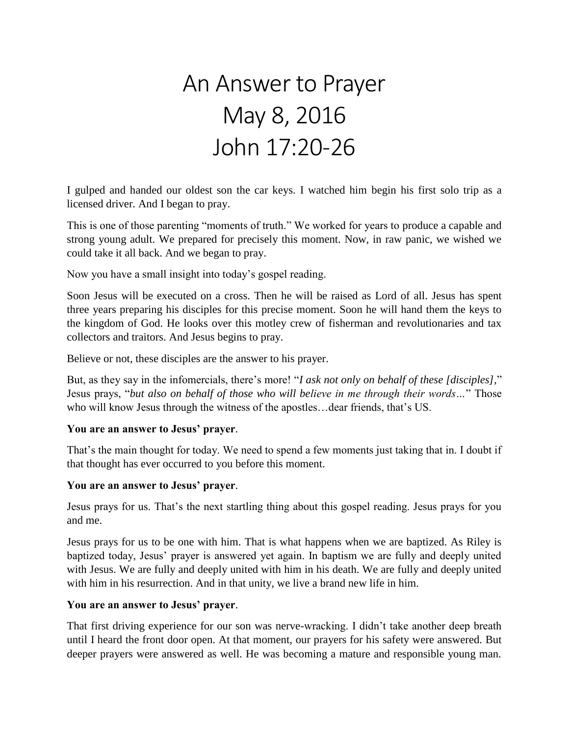# An Answer to Prayer
# May 8, 2016
# John 17:20-26

I gulped and handed our oldest son the car keys. I watched him begin his first solo trip as a licensed driver. And I began to pray.

This is one of those parenting "moments of truth." We worked for years to produce a capable and strong young adult. We prepared for precisely this moment. Now, in raw panic, we wished we could take it all back. And we began to pray.

Now you have a small insight into today's gospel reading.

Soon Jesus will be executed on a cross. Then he will be raised as Lord of all. Jesus has spent three years preparing his disciples for this precise moment. Soon he will hand them the keys to the kingdom of God. He looks over this motley crew of fisherman and revolutionaries and tax collectors and traitors. And Jesus begins to pray.

Believe or not, these disciples are the answer to his prayer.

But, as they say in the infomercials, there's more! "*I ask not only on behalf of these [disciples]*," Jesus prays, "*but also on behalf of those who will believe in me through their words…*" Those who will know Jesus through the witness of the apostles…dear friends, that's US.

**You are an answer to Jesus' prayer**.

That's the main thought for today. We need to spend a few moments just taking that in. I doubt if that thought has ever occurred to you before this moment.

**You are an answer to Jesus' prayer**.

Jesus prays for us. That's the next startling thing about this gospel reading. Jesus prays for you and me.

Jesus prays for us to be one with him. That is what happens when we are baptized. As Riley is baptized today, Jesus' prayer is answered yet again. In baptism we are fully and deeply united with Jesus. We are fully and deeply united with him in his death. We are fully and deeply united with him in his resurrection. And in that unity, we live a brand new life in him.

**You are an answer to Jesus' prayer**.

That first driving experience for our son was nerve-wracking. I didn't take another deep breath until I heard the front door open. At that moment, our prayers for his safety were answered. But deeper prayers were answered as well. He was becoming a mature and responsible young man.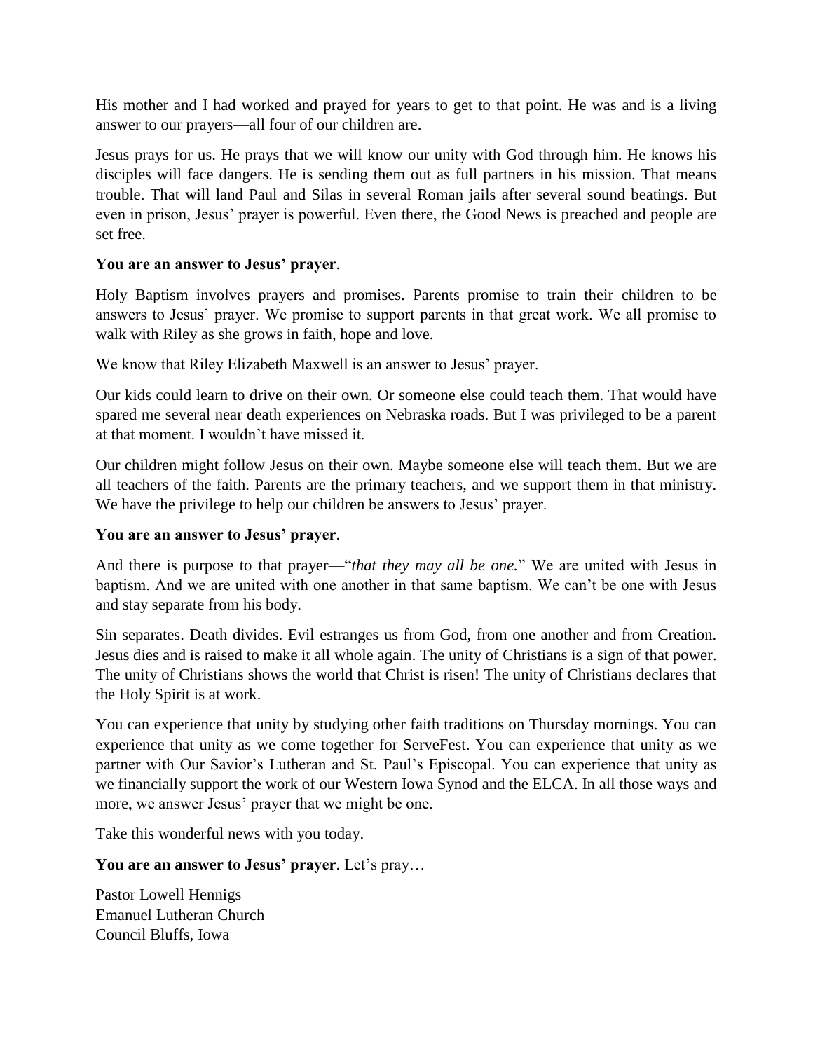His mother and I had worked and prayed for years to get to that point. He was and is a living answer to our prayers—all four of our children are.

Jesus prays for us. He prays that we will know our unity with God through him. He knows his disciples will face dangers. He is sending them out as full partners in his mission. That means trouble. That will land Paul and Silas in several Roman jails after several sound beatings. But even in prison, Jesus' prayer is powerful. Even there, the Good News is preached and people are set free.

**You are an answer to Jesus' prayer**.

Holy Baptism involves prayers and promises. Parents promise to train their children to be answers to Jesus' prayer. We promise to support parents in that great work. We all promise to walk with Riley as she grows in faith, hope and love.

We know that Riley Elizabeth Maxwell is an answer to Jesus' prayer.

Our kids could learn to drive on their own. Or someone else could teach them. That would have spared me several near death experiences on Nebraska roads. But I was privileged to be a parent at that moment. I wouldn't have missed it.

Our children might follow Jesus on their own. Maybe someone else will teach them. But we are all teachers of the faith. Parents are the primary teachers, and we support them in that ministry. We have the privilege to help our children be answers to Jesus' prayer.

**You are an answer to Jesus' prayer**.

And there is purpose to that prayer—"*that they may all be one.*" We are united with Jesus in baptism. And we are united with one another in that same baptism. We can't be one with Jesus and stay separate from his body.

Sin separates. Death divides. Evil estranges us from God, from one another and from Creation. Jesus dies and is raised to make it all whole again. The unity of Christians is a sign of that power. The unity of Christians shows the world that Christ is risen! The unity of Christians declares that the Holy Spirit is at work.

You can experience that unity by studying other faith traditions on Thursday mornings. You can experience that unity as we come together for ServeFest. You can experience that unity as we partner with Our Savior's Lutheran and St. Paul's Episcopal. You can experience that unity as we financially support the work of our Western Iowa Synod and the ELCA. In all those ways and more, we answer Jesus' prayer that we might be one.

Take this wonderful news with you today.

**You are an answer to Jesus' prayer**. Let's pray…

Pastor Lowell Hennigs
Emanuel Lutheran Church
Council Bluffs, Iowa